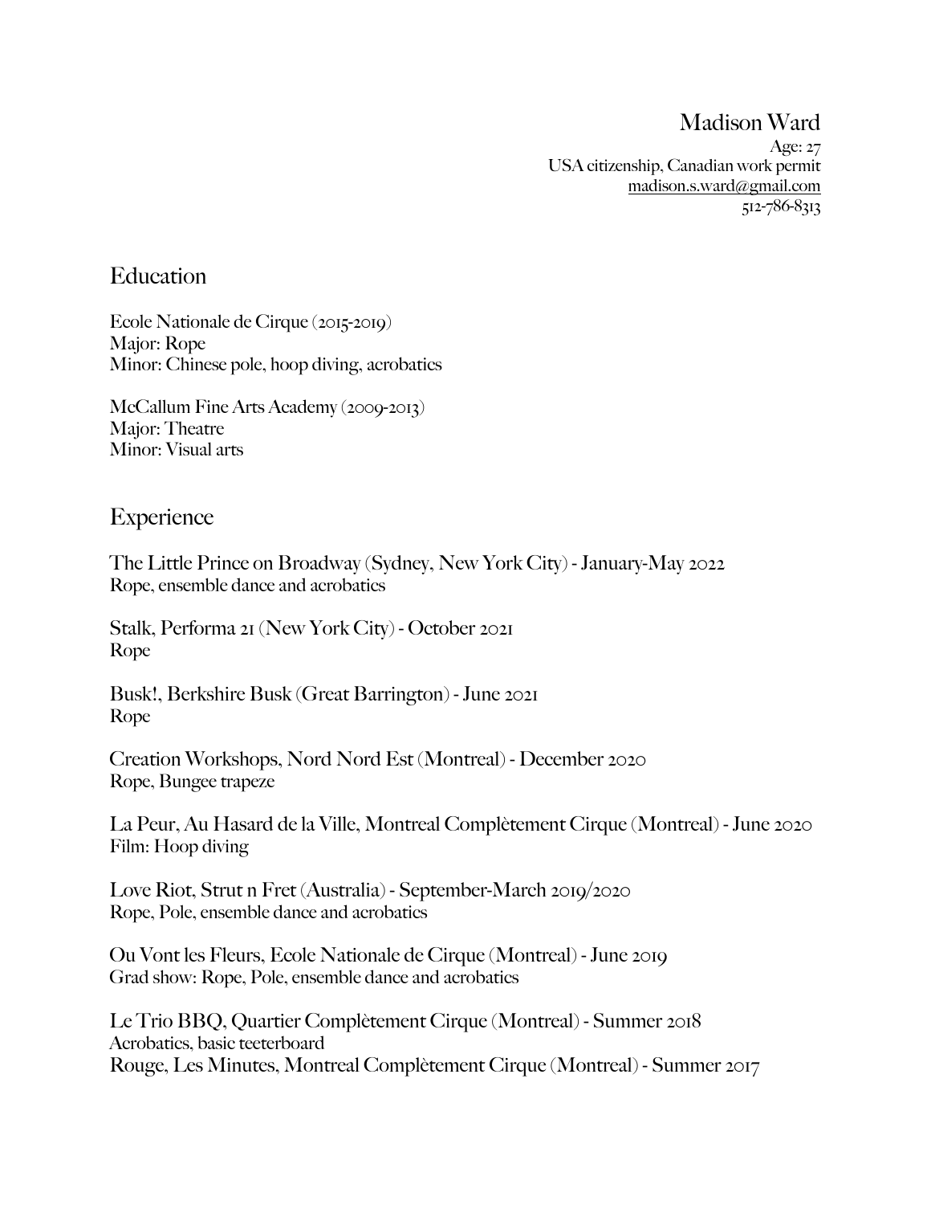# Madison Ward

Age: 27
USA citizenship, Canadian work permit
madison.s.ward@gmail.com
512-786-8313

## Education

Ecole Nationale de Cirque (2015-2019)
Major: Rope
Minor: Chinese pole, hoop diving, acrobatics

McCallum Fine Arts Academy (2009-2013)
Major: Theatre
Minor: Visual arts

## Experience

The Little Prince on Broadway (Sydney, New York City) - January-May 2022
Rope, ensemble dance and acrobatics

Stalk, Performa 21 (New York City) - October 2021
Rope

Busk!, Berkshire Busk (Great Barrington) - June 2021
Rope

Creation Workshops, Nord Nord Est (Montreal) - December 2020
Rope, Bungee trapeze

La Peur, Au Hasard de la Ville, Montreal Complètement Cirque (Montreal) - June 2020
Film: Hoop diving

Love Riot, Strut n Fret (Australia) - September-March 2019/2020
Rope, Pole, ensemble dance and acrobatics

Ou Vont les Fleurs, Ecole Nationale de Cirque (Montreal) - June 2019
Grad show: Rope, Pole, ensemble dance and acrobatics

Le Trio BBQ, Quartier Complètement Cirque (Montreal) - Summer 2018
Acrobatics, basic teeterboard

Rouge, Les Minutes, Montreal Complètement Cirque (Montreal) - Summer 2017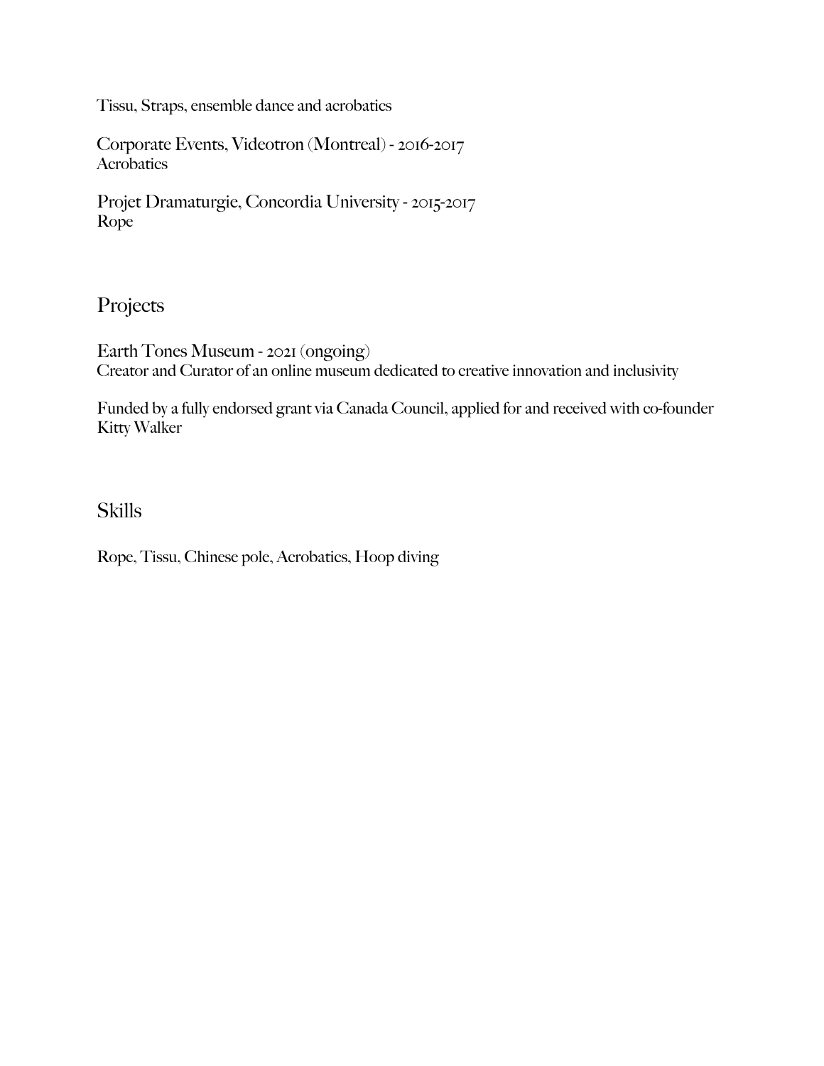Tissu, Straps, ensemble dance and acrobatics

Corporate Events, Videotron (Montreal) - 2016-2017
Acrobatics

Projet Dramaturgie, Concordia University - 2015-2017
Rope

## Projects

Earth Tones Museum - 2021 (ongoing)
Creator and Curator of an online museum dedicated to creative innovation and inclusivity

Funded by a fully endorsed grant via Canada Council, applied for and received with co-founder Kitty Walker

## Skills

Rope, Tissu, Chinese pole, Acrobatics, Hoop diving